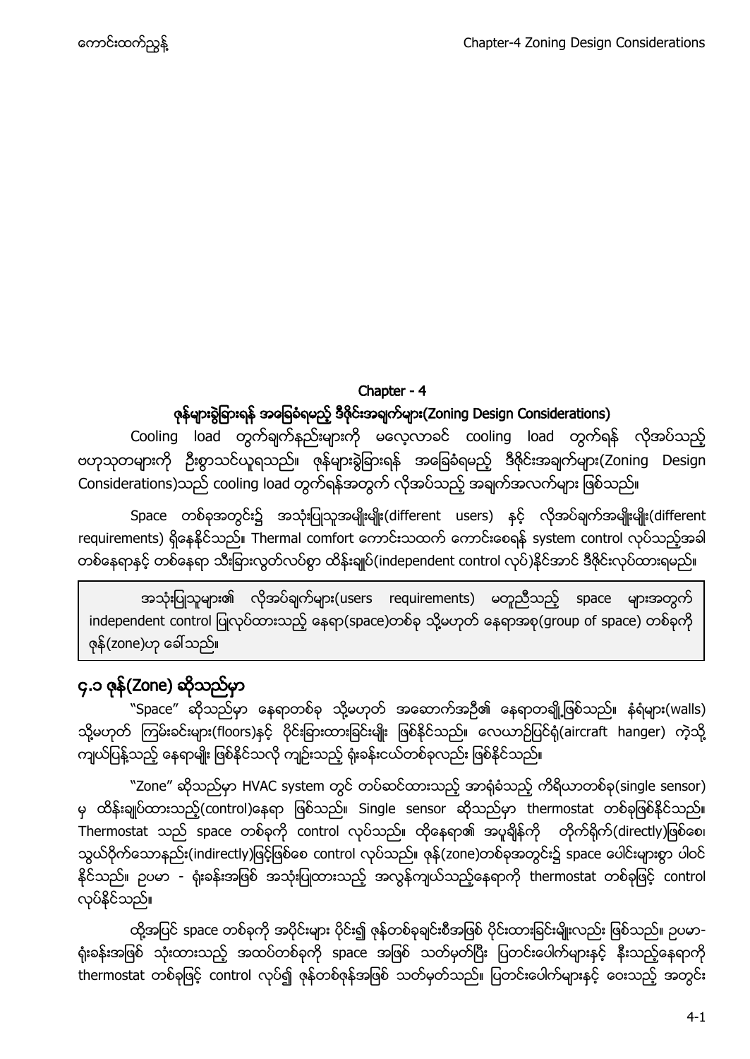## Chapter - 4

## ဇုန်များခွဲခြားရန် အခြေခံရမည့် ဒီဇိုင်းအချက်များ(Zoning Design Considerations)

Cooling load တွက်ချက်နည်းများကို မလေ့လာခင် cooling load တွက်ရန် လိုအပ်သည့် ဗဟုသုတများကို ဦးစွာသင်ယူရသည်။ ဇုန်များခွဲခြားရန် အခြေခံရမည့် ဒီဇိုင်းအချက်များ(Zoning Design Considerations)သည် cooling load တွက်ရန်အတွက် လိုအပ်သည့် အချက်အလက်များ ဖြစ်သည်။

Space တစ်ခုအတွင်း၌ အသုံးပြုသူအမျိုးမျိုး(different users) နှင့် လိုအပ်ချက်အမျိုးမျိုး(different requirements) ရှိနေနိုင်သည်။ Thermal comfort ကောင်းသထက် ကောင်းစေရန် system control လုပ်သည့်အခါ တစ်နေရာနှင့် တစ်နေရာ သီးခြားလွတ်လပ်စွာ ထိန်းချုပ်(independent control လုပ်)နိုင်အောင် ဒီဇိုင်းလုပ်ထားရမည်။

> အသုံးပြုသူများ၏ လိုအပ်ချက်များ(users requirements) မတူညီသည့် space များအတွက် independent control ပြုလုပ်ထားသည့် နေရာ(space)တစ်ခု သို့မဟုတ် နေရာအစု(group of space) တစ်ခုကို ဇုန်(zone)ဟု ခေါ်သည်။

## ၄.၁ ဇုန်(Zone) ဆိုသည်မှာ

"Space" ဆိုသည်မှာ နေရာတစ်ခု သို့မဟုတ် အဆောက်အဦ၏ နေရာတချို့ဖြစ်သည်။ နံရံများ(walls) သို့မဟုတ် ကြမ်းခင်းများ(floors)နှင့် ပိုင်းခြားထားခြင်းမျိုး ဖြစ်နိုင်သည်။ လေယာဉ်ပြင်ရုံ(aircraft hanger) ကဲ့သို့ ကျယ်ပြန့်သည့် နေရာမျိုး ဖြစ်နိုင်သလို ကျဉ်းသည့် ရုံးခန်းငယ်တစ်ခုလည်း ဖြစ်နိုင်သည်။

"Zone" ဆိုသည်မှာ HVAC system တွင် တပ်ဆင်ထားသည့် အာရုံခံသည့် ကိရိယာတစ်ခု(single sensor) မှ ထိန်းချုပ်ထားသည့်(control)နေရာ ဖြစ်သည်။ Single sensor ဆိုသည်မှာ thermostat တစ်ခုဖြစ်နိုင်သည်။ Thermostat သည် space တစ်ခုကို control လုပ်သည်။ ထိုနေရာ၏ အပူချိန်ကို တိုက်ရိုက်(directly)ဖြစ်စေ၊ သွယ်ဝိုက်သောနည်း(indirectly)ဖြင့်ဖြစ်စေ control လုပ်သည်။ ဇုန်(zone)တစ်ခုအတွင်း၌ space ပေါင်းများစွာ ပါဝင်နိုင်သည်။ ဥပမာ - ရုံးခန်းအဖြစ် အသုံးပြုထားသည့် အလွန်ကျယ်သည့်နေရာကို thermostat တစ်ခုဖြင့် control လုပ်နိုင်သည်။

ထို့အပြင် space တစ်ခုကို အပိုင်းများ ပိုင်း၍ ဇုန်တစ်ခုချင်းစီအဖြစ် ပိုင်းထားခြင်းမျိုးလည်း ဖြစ်သည်။ ဥပမာ- ရုံးခန်းအဖြစ် သုံးထားသည့် အထပ်တစ်ခုကို space အဖြစ် သတ်မှတ်ပြီး ပြတင်းပေါက်များနှင့် နီးသည့်နေရာကို thermostat တစ်ခုဖြင့် control လုပ်၍ ဇုန်တစ်ဇုန်အဖြစ် သတ်မှတ်သည်။ ပြတင်းပေါက်များနှင့် ဝေးသည့် အတွင်း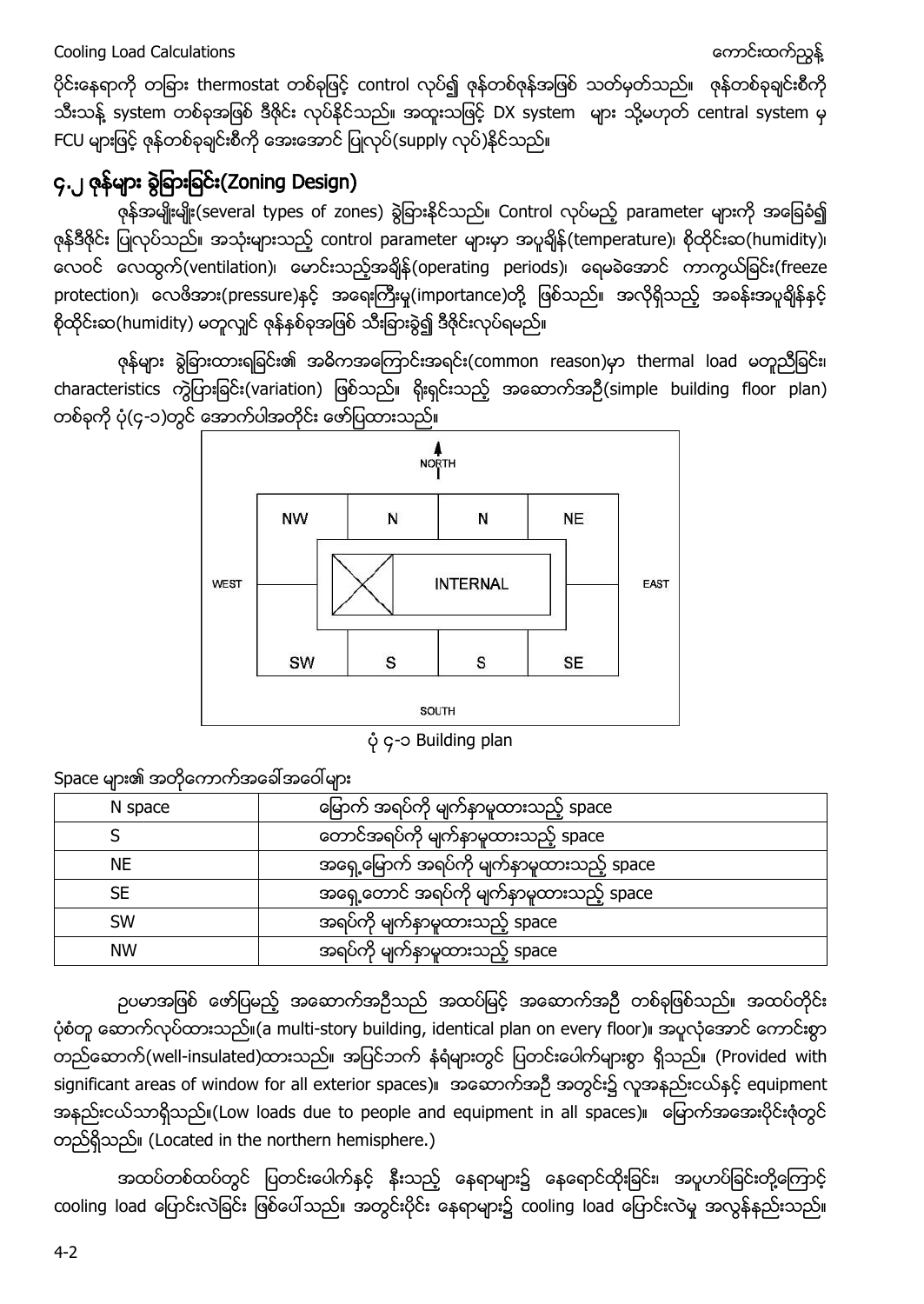ပိုင်းနေရာကို တခြား thermostat တစ်ခုဖြင့် control လုပ်၍ ဇုန်တစ်ဇုန်အဖြစ် သတ်မှတ်သည်။ ဇုန်တစ်ခုချင်းစီကို သီးသန့် system တစ်ခုအဖြစ် ဒီဇိုင်း လုပ်နိုင်သည်။ အထူးသဖြင့် DX system များ သို့မဟုတ် central system မှ FCU များဖြင့် ဇုန်တစ်ခုချင်းစီကို အေးအောင် ပြုလုပ်(supply လုပ်)နိုင်သည်။

## ၄.၂ ဇုန်များ ခွဲခြားခြင်း(Zoning Design)

ဇုန်အမျိုးမျိုး(several types of zones) ခွဲခြားနိုင်သည်။ Control လုပ်မည့် parameter များကို အခြေခံ၍ ဇုန်ဒီဇိုင်း ပြုလုပ်သည်။ အသုံးများသည့် control parameter များမှာ အပူချိန်(temperature)၊ စိုထိုင်းဆ(humidity)၊ လေဝင် လေထွက်(ventilation)၊ မောင်းသည့်အချိန်(operating periods)၊ ရေမခဲအောင် ကာကွယ်ခြင်း(freeze protection)၊ လေဖိအား(pressure)နှင့် အရေးကြီးမှု(importance)တို့ ဖြစ်သည်။ အလိုရှိသည့် အခန်းအပူချိန်နှင့် စိုထိုင်းဆ(humidity) မတူလျှင် ဇုန်နှစ်ခုအဖြစ် သီးခြားခွဲ၍ ဒီဇိုင်းလုပ်ရမည်။

ဇုန်များ ခွဲခြားထားရခြင်း၏ အဓိကအကြောင်းအရင်း(common reason)မှာ thermal load မတူညီခြင်း၊ characteristics ကွဲပြားခြင်း(variation) ဖြစ်သည်။ ရိုးရှင်းသည့် အဆောက်အဦ(simple building floor plan) တစ်ခုကို ပုံ(၄-၁)တွင် အောက်ပါအတိုင်း ဖော်ပြထားသည်။

| | NORTH | | |
|---|---|---|---|
| NW | N | N | NE |
| WEST | INTERNAL | | EAST |
| SW | S | S | SE |
| | SOUTH | | |

ပုံ ၄-၁ Building plan

Space များ၏ အတိုကောက်အခေါ်အဝေါ်များ

| | |
|---|---|
| N space | မြောက် အရပ်ကို မျက်နှာမူထားသည့် space |
| S | တောင်အရပ်ကို မျက်နှာမူထားသည့် space |
| NE | အရှေ့မြောက် အရပ်ကို မျက်နှာမူထားသည့် space |
| SE | အရှေ့တောင် အရပ်ကို မျက်နှာမူထားသည့် space |
| SW | အရပ်ကို မျက်နှာမူထားသည့် space |
| NW | အရပ်ကို မျက်နှာမူထားသည့် space |

ဥပမာအဖြစ် ဖော်ပြမည့် အဆောက်အဦသည် အထပ်မြင့် အဆောက်အဦ တစ်ခုဖြစ်သည်။ အထပ်တိုင်း ပုံစံတူ ဆောက်လုပ်ထားသည်။(a multi-story building, identical plan on every floor)။ အပူလုံအောင် ကောင်းစွာ တည်ဆောက်(well-insulated)ထားသည်။ အပြင်ဘက် နံရံများတွင် ပြတင်းပေါက်များစွာ ရှိသည်။ (Provided with significant areas of window for all exterior spaces)။ အဆောက်အဦ အတွင်း၌ လူအနည်းငယ်နှင့် equipment အနည်းငယ်သာရှိသည်။(Low loads due to people and equipment in all spaces)။ မြောက်အအေးပိုင်းဖုံတွင် တည်ရှိသည်။ (Located in the northern hemisphere.)

အထပ်တစ်ထပ်တွင် ပြတင်းပေါက်နှင့် နီးသည့် နေရာများ၌ နေရောင်ထိုးခြင်း၊ အပူဟပ်ခြင်းတို့ကြောင့် cooling load ပြောင်းလဲခြင်း ဖြစ်ပေါ်သည်။ အတွင်းပိုင်း နေရာများ၌ cooling load ပြောင်းလဲမှု အလွန်နည်းသည်။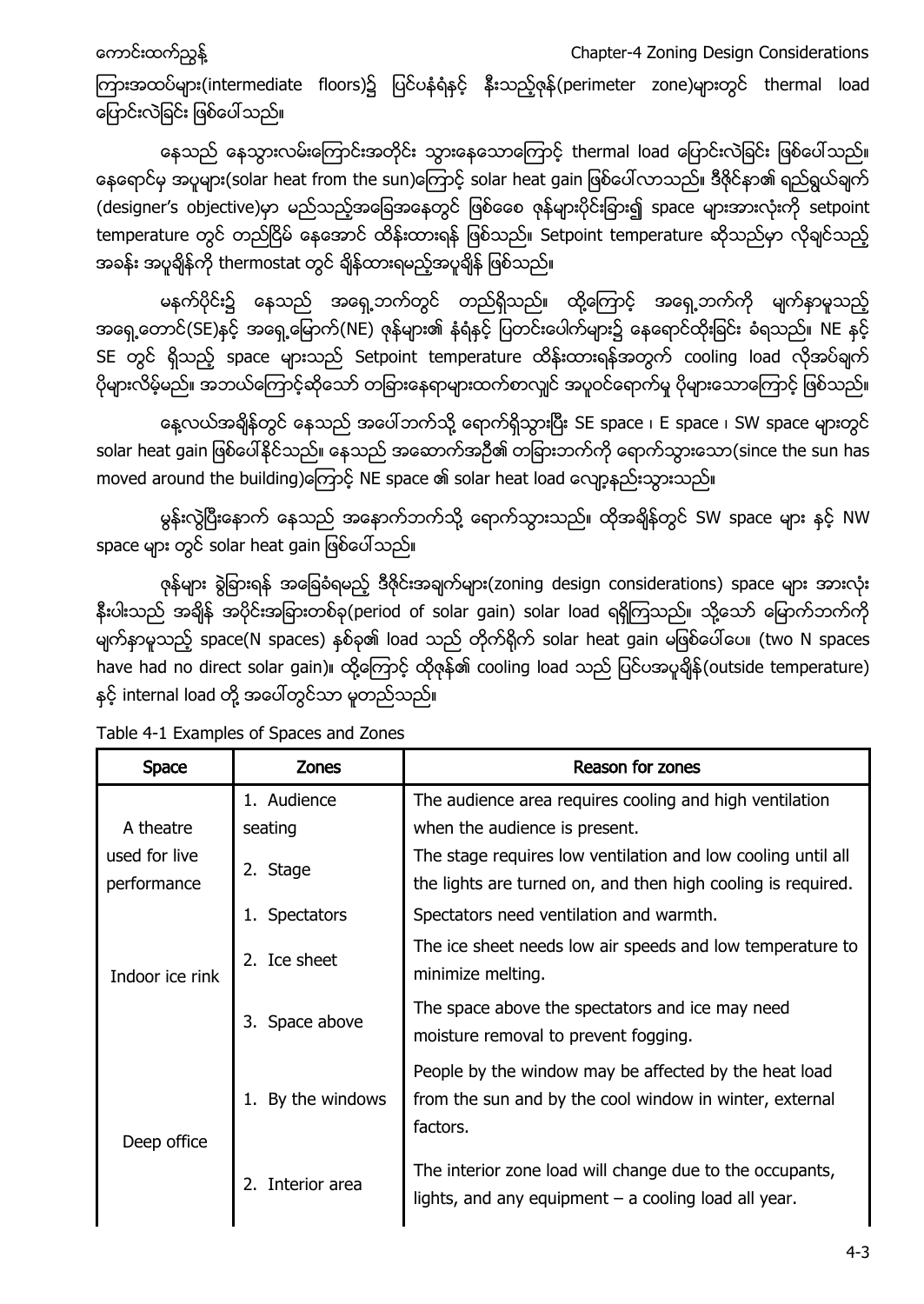ကြားအထပ်များ(intermediate floors)၌ ပြင်ပနံရံနှင့် နီးသည့်ဇုန်(perimeter zone)များတွင် thermal load ပြောင်းလဲခြင်း ဖြစ်ပေါ်သည်။

နေသည် နေသွားလမ်းကြောင်းအတိုင်း သွားနေသောကြောင့် thermal load ပြောင်းလဲခြင်း ဖြစ်ပေါ်သည်။ နေရောင်မှ အပူများ(solar heat from the sun)ကြောင့် solar heat gain ဖြစ်ပေါ်လာသည်။ ဒီဇိုင်နာ၏ ရည်ရွယ်ချက် (designer's objective)မှာ မည်သည့်အခြေအနေတွင် ဖြစ်စေ ဇုန်များပိုင်းခြား၍ space များအားလုံးကို setpoint temperature တွင် တည်ငြိမ် နေအောင် ထိန်းထားရန် ဖြစ်သည်။ Setpoint temperature ဆိုသည်မှာ လိုချင်သည့် အခန်း အပူချိန်ကို thermostat တွင် ချိန်ထားရမည့်အပူချိန် ဖြစ်သည်။

မနက်ပိုင်း၌ နေသည် အရှေ့ဘက်တွင် တည်ရှိသည်။ ထို့ကြောင့် အရှေ့ဘက်ကို မျက်နှာမူသည့် အရှေ့တောင်(SE)နှင့် အရှေ့မြောက်(NE) ဇုန်များ၏ နံရံနှင့် ပြတင်းပေါက်များ၌ နေရောင်ထိုးခြင်း ခံရသည်။ NE နှင့် SE တွင် ရှိသည့် space များသည် Setpoint temperature ထိန်းထားရန်အတွက် cooling load လိုအပ်ချက် ပိုများလိမ့်မည်။ အဘယ်ကြောင့်ဆိုသော် တခြားနေရာများထက်စာလျှင် အပူဝင်ရောက်မှု ပိုများသောကြောင့် ဖြစ်သည်။

နေ့လယ်အချိန်တွင် နေသည် အပေါ်ဘက်သို့ ရောက်ရှိသွားပြီး SE space ၊ E space ၊ SW space များတွင် solar heat gain ဖြစ်ပေါ်နိုင်သည်။ နေသည် အဆောက်အဦ၏ တခြားဘက်ကို ရောက်သွားသော(since the sun has moved around the building)ကြောင့် NE space ၏ solar heat load လျော့နည်းသွားသည်။

မွန်းလွဲပြီးနောက် နေသည် အနောက်ဘက်သို့ ရောက်သွားသည်။ ထိုအချိန်တွင် SW space များ နှင့် NW space များ တွင် solar heat gain ဖြစ်ပေါ်သည်။

ဇုန်များ ခွဲခြားရန် အခြေခံရမည့် ဒီဇိုင်းအချက်များ(zoning design considerations) space များ အားလုံး နီးပါးသည် အချိန် အပိုင်းအခြားတစ်ခု(period of solar gain) solar load ရရှိကြသည်။ သို့သော် မြောက်ဘက်ကို မျက်နှာမူသည့် space(N spaces) နှစ်ခု၏ load သည် တိုက်ရိုက် solar heat gain မဖြစ်ပေါ်ပေ။ (two N spaces have had no direct solar gain)။ ထို့ကြောင့် ထိုဇုန်၏ cooling load သည် ပြင်ပအပူချိန်(outside temperature) နှင့် internal load တို့ အပေါ်တွင်သာ မူတည်သည်။

Table 4-1 Examples of Spaces and Zones

| Space | Zones | Reason for zones |
|---|---|---|
| A theatre used for live performance | 1. Audience seating | The audience area requires cooling and high ventilation when the audience is present. |
| | 2. Stage | The stage requires low ventilation and low cooling until all the lights are turned on, and then high cooling is required. |
| Indoor ice rink | 1. Spectators | Spectators need ventilation and warmth. |
| | 2. Ice sheet | The ice sheet needs low air speeds and low temperature to minimize melting. |
| | 3. Space above | The space above the spectators and ice may need moisture removal to prevent fogging. |
| Deep office | 1. By the windows | People by the window may be affected by the heat load from the sun and by the cool window in winter, external factors. |
| | 2. Interior area | The interior zone load will change due to the occupants, lights, and any equipment – a cooling load all year. |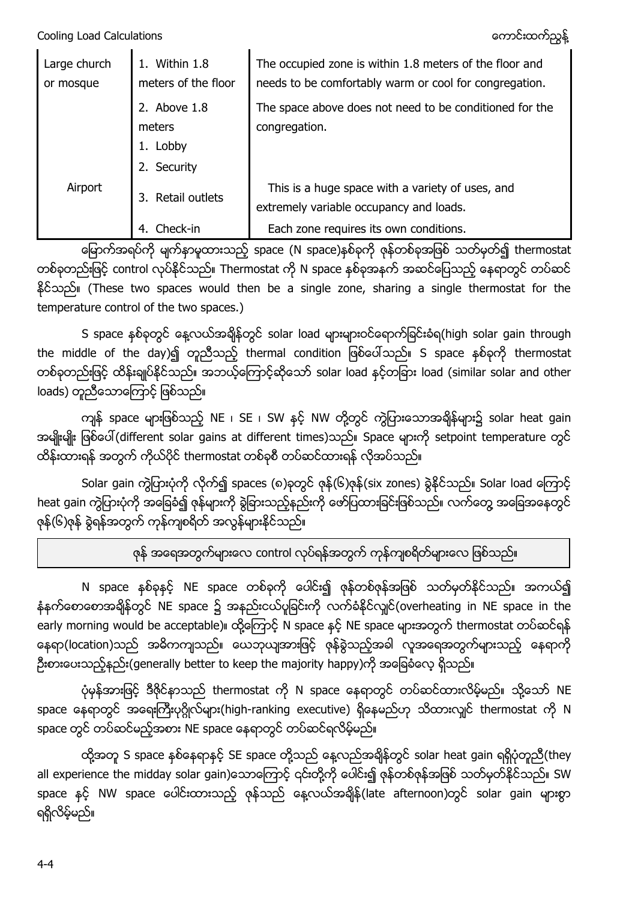| Large church or mosque | 1. Within 1.8 meters of the floor | The occupied zone is within 1.8 meters of the floor and needs to be comfortably warm or cool for congregation. |
|---|---|---|
| | 2. Above 1.8 meters | The space above does not need to be conditioned for the congregation. |
| Airport | 1. Lobby<br>2. Security<br>3. Retail outlets | This is a huge space with a variety of uses, and extremely variable occupancy and loads. |
| | 4. Check-in | Each zone requires its own conditions. |

မြောက်အရပ်ကို မျက်နှာမူထားသည့် space (N space)နှစ်ခုကို ဇုန်တစ်ခုအဖြစ် သတ်မှတ်၍ thermostat တစ်ခုတည်းဖြင့် control လုပ်နိုင်သည်။ Thermostat ကို N space နှစ်ခုအနက် အဆင်ပြေသည့် နေရာတွင် တပ်ဆင်နိုင်သည်။ (These two spaces would then be a single zone, sharing a single thermostat for the temperature control of the two spaces.)

S space နှစ်ခုတွင် နေ့လယ်အချိန်တွင် solar load များများဝင်ရောက်ခြင်းခံရ(high solar gain through the middle of the day)၍ တူညီသည့် thermal condition ဖြစ်ပေါ်သည်။ S space နှစ်ခုကို thermostat တစ်ခုတည်းဖြင့် ထိန်းချုပ်နိုင်သည်။ အဘယ့်ကြောင့်ဆိုသော် solar load နှင့်တခြား load (similar solar and other loads) တူညီသောကြောင့် ဖြစ်သည်။

ကျန် space များဖြစ်သည့် NE ၊ SE ၊ SW နှင့် NW တို့တွင် ကွဲပြားသောအချိန်များ၌ solar heat gain အမျိုးမျိုး ဖြစ်ပေါ်(different solar gains at different times)သည်။ Space များကို setpoint temperature တွင် ထိန်းထားရန် အတွက် ကိုယ်ပိုင် thermostat တစ်ခုစီ တပ်ဆင်ထားရန် လိုအပ်သည်။

Solar gain ကွဲပြားပုံကို လိုက်၍ spaces (၈)ခုတွင် ဇုန်(၆)ဇုန်(six zones) ခွဲနိုင်သည်။ Solar load ကြောင့် heat gain ကွဲပြားပုံကို အခြေခံ၍ ဇုန်များကို ခွဲခြားသည့်နည်းကို ဖော်ပြထားခြင်းဖြစ်သည်။ လက်တွေ့ အခြေအနေတွင် ဇုန်(၆)ဇုန် ခွဲရန်အတွက် ကုန်ကျစရိတ် အလွန်များနိုင်သည်။

> ဇုန် အရေအတွက်များလေ control လုပ်ရန်အတွက် ကုန်ကျစရိတ်များလေ ဖြစ်သည်။

N space နှစ်ခုနှင့် NE space တစ်ခုကို ပေါင်း၍ ဇုန်တစ်ဇုန်အဖြစ် သတ်မှတ်နိုင်သည်။ အကယ်၍ နံနက်စောစောအချိန်တွင် NE space ၌ အနည်းငယ်ပူခြင်းကို လက်ခံနိုင်လျှင်(overheating in NE space in the early morning would be acceptable)။ ထို့ကြောင့် N space နှင့် NE space များအတွက် thermostat တပ်ဆင်ရန် နေရာ(location)သည် အဓိကကျသည်။ ယေဘုယျအားဖြင့် ဇုန်ခွဲသည့်အခါ လူအရေအတွက်များသည့် နေရာကို ဦးစားပေးသည့်နည်း(generally better to keep the majority happy)ကို အခြေခံလေ့ ရှိသည်။

ပုံမှန်အားဖြင့် ဒီဇိုင်နာသည် thermostat ကို N space နေရာတွင် တပ်ဆင်ထားလိမ့်မည်။ သို့သော် NE space နေရာတွင် အရေးကြီးပုဂ္ဂိုလ်များ(high-ranking executive) ရှိနေမည်ဟု သိထားလျှင် thermostat ကို N space တွင် တပ်ဆင်မည့်အစား NE space နေရာတွင် တပ်ဆင်ရလိမ့်မည်။

ထို့အတူ S space နှစ်နေရာနှင့် SE space တို့သည် နေ့လည်အချိန်တွင် solar heat gain ရရှိပုံတူညီ(they all experience the midday solar gain)သောကြောင့် ၎င်းတို့ကို ပေါင်း၍ ဇုန်တစ်ဇုန်အဖြစ် သတ်မှတ်နိုင်သည်။ SW space နှင့် NW space ပေါင်းထားသည့် ဇုန်သည် နေ့လယ်အချိန်(late afternoon)တွင် solar gain များစွာ ရရှိလိမ့်မည်။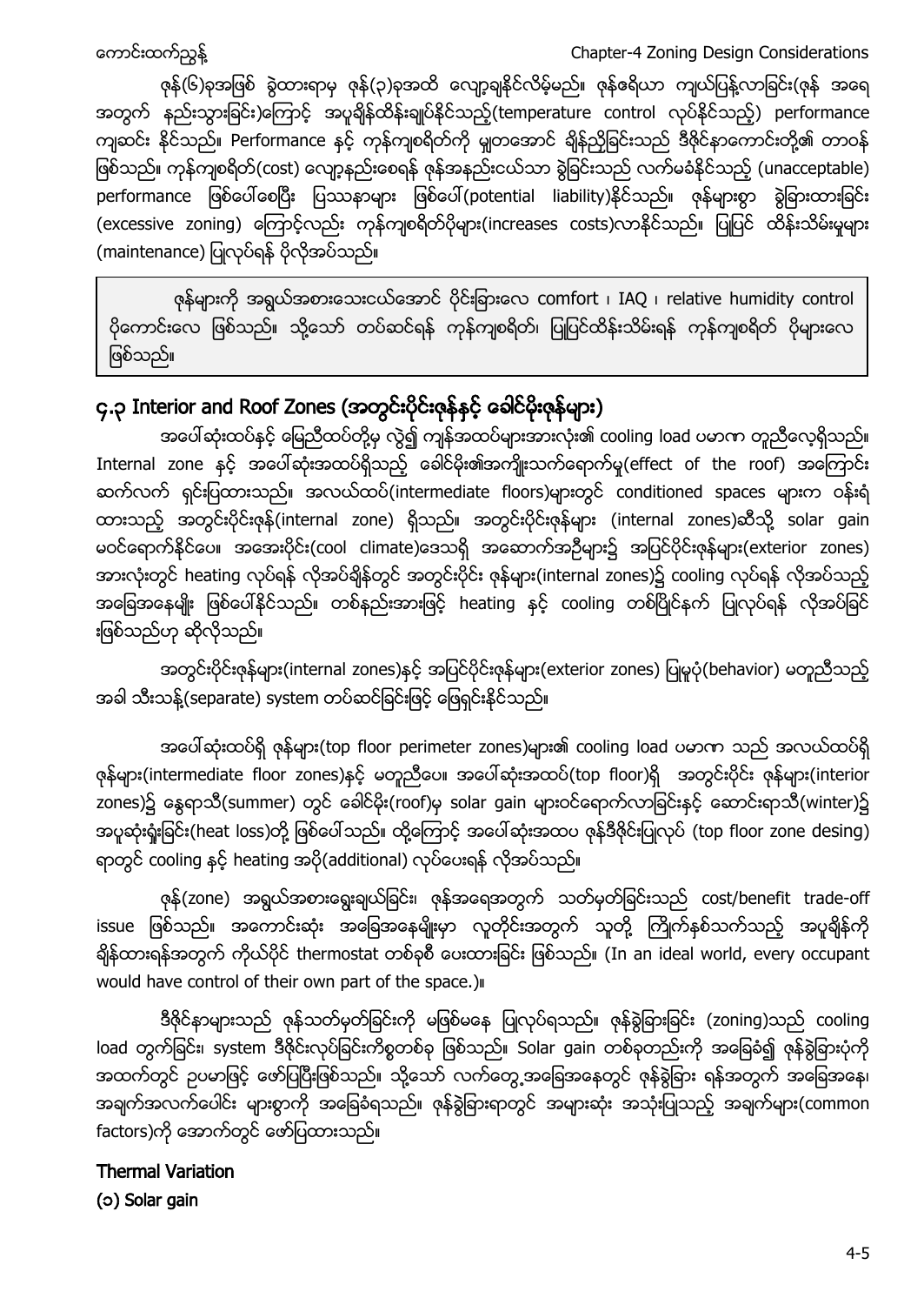ဇုန်(၆)ခုအဖြစ် ခွဲထားရာမှ ဇုန်(၃)ခုအထိ လျော့ချနိုင်လိမ့်မည်။ ဇုန်ဧရိယာ ကျယ်ပြန့်လာခြင်း(ဇုန် အရေအတွက် နည်းသွားခြင်း)ကြောင့် အပူချိန်ထိန်းချုပ်နိုင်သည့်(temperature control လုပ်နိုင်သည့်) performance ကျဆင်း နိုင်သည်။ Performance နှင့် ကုန်ကျစရိတ်ကို မျှတအောင် ချိန်ညှိခြင်းသည် ဒီဇိုင်နာကောင်းတို့၏ တာဝန် ဖြစ်သည်။ ကုန်ကျစရိတ်(cost) လျော့နည်းစေရန် ဇုန်အနည်းငယ်သာ ခွဲခြင်းသည် လက်မခံနိုင်သည့် (unacceptable) performance ဖြစ်ပေါ်စေပြီး ပြဿနာများ ဖြစ်ပေါ်(potential liability)နိုင်သည်။ ဇုန်များစွာ ခွဲခြားထားခြင်း (excessive zoning) ကြောင့်လည်း ကုန်ကျစရိတ်ပိုများ(increases costs)လာနိုင်သည်။ ပြုပြင် ထိန်းသိမ်းမှုများ (maintenance) ပြုလုပ်ရန် ပိုလိုအပ်သည်။

> ဇုန်များကို အရွယ်အစားသေးငယ်အောင် ပိုင်းခြားလေ comfort ၊ IAQ ၊ relative humidity control ပိုကောင်းလေ ဖြစ်သည်။ သို့သော် တပ်ဆင်ရန် ကုန်ကျစရိတ်၊ ပြုပြင်ထိန်းသိမ်းရန် ကုန်ကျစရိတ် ပိုများလေ ဖြစ်သည်။

## ၄.၃ Interior and Roof Zones (အတွင်းပိုင်းဇုန်နှင့် ခေါင်မိုးဇုန်များ)

အပေါ်ဆုံးထပ်နှင့် မြေညီထပ်တို့မှ လွဲ၍ ကျန်အထပ်များအားလုံး၏ cooling load ပမာဏ တူညီလေ့ရှိသည်။ Internal zone နှင့် အပေါ်ဆုံးအထပ်ရှိသည့် ခေါင်မိုး၏အကျိုးသက်ရောက်မှု(effect of the roof) အကြောင်း ဆက်လက် ရှင်းပြထားသည်။ အလယ်ထပ်(intermediate floors)များတွင် conditioned spaces များက ဝန်းရံထားသည့် အတွင်းပိုင်းဇုန်(internal zone) ရှိသည်။ အတွင်းပိုင်းဇုန်များ (internal zones)ဆီသို့ solar gain မဝင်ရောက်နိုင်ပေ။ အအေးပိုင်း(cool climate)ဒေသရှိ အဆောက်အဦများ၌ အပြင်ပိုင်းဇုန်များ(exterior zones) အားလုံးတွင် heating လုပ်ရန် လိုအပ်ချိန်တွင် အတွင်းပိုင်း ဇုန်များ(internal zones)၌ cooling လုပ်ရန် လိုအပ်သည့် အခြေအနေမျိုး ဖြစ်ပေါ်နိုင်သည်။ တစ်နည်းအားဖြင့် heating နှင့် cooling တစ်ပြိုင်နက် ပြုလုပ်ရန် လိုအပ်ခြင်းဖြစ်သည်ဟု ဆိုလိုသည်။

အတွင်းပိုင်းဇုန်များ(internal zones)နှင့် အပြင်ပိုင်းဇုန်များ(exterior zones) ပြုမှုပုံ(behavior) မတူညီသည့် အခါ သီးသန့်(separate) system တပ်ဆင်ခြင်းဖြင့် ဖြေရှင်းနိုင်သည်။

အပေါ်ဆုံးထပ်ရှိ ဇုန်များ(top floor perimeter zones)များ၏ cooling load ပမာဏ သည် အလယ်ထပ်ရှိ ဇုန်များ(intermediate floor zones)နှင့် မတူညီပေ။ အပေါ်ဆုံးအထပ်(top floor)ရှိ အတွင်းပိုင်း ဇုန်များ(interior zones)၌ နွေရာသီ(summer) တွင် ခေါင်မိုး(roof)မှ solar gain များဝင်ရောက်လာခြင်းနှင့် ဆောင်းရာသီ(winter)၌ အပူဆုံးရှုံးခြင်း(heat loss)တို့ ဖြစ်ပေါ်သည်။ ထို့ကြောင့် အပေါ်ဆုံးအထပ ဇုန်ဒီဇိုင်းပြုလုပ် (top floor zone desing) ရာတွင် cooling နှင့် heating အပို(additional) လုပ်ပေးရန် လိုအပ်သည်။

ဇုန်(zone) အရွယ်အစားရွေးချယ်ခြင်း၊ ဇုန်အရေအတွက် သတ်မှတ်ခြင်းသည် cost/benefit trade-off issue ဖြစ်သည်။ အကောင်းဆုံး အခြေအနေမျိုးမှာ လူတိုင်းအတွက် သူတို့ ကြိုက်နှစ်သက်သည့် အပူချိန်ကို ချိန်ထားရန်အတွက် ကိုယ်ပိုင် thermostat တစ်ခုစီ ပေးထားခြင်း ဖြစ်သည်။ (In an ideal world, every occupant would have control of their own part of the space.)။

ဒီဇိုင်နာများသည် ဇုန်သတ်မှတ်ခြင်းကို မဖြစ်မနေ ပြုလုပ်ရသည်။ ဇုန်ခွဲခြားခြင်း (zoning)သည် cooling load တွက်ခြင်း၊ system ဒီဇိုင်းလုပ်ခြင်းကိစ္စတစ်ခု ဖြစ်သည်။ Solar gain တစ်ခုတည်းကို အခြေခံ၍ ဇုန်ခွဲခြားပုံကို အထက်တွင် ဥပမာဖြင့် ဖော်ပြပြီးဖြစ်သည်။ သို့သော် လက်တွေ့အခြေအနေတွင် ဇုန်ခွဲခြား ရန်အတွက် အခြေအနေ၊ အချက်အလက်ပေါင်း များစွာကို အခြေခံရသည်။ ဇုန်ခွဲခြားရာတွင် အများဆုံး အသုံးပြုသည့် အချက်များ(common factors)ကို အောက်တွင် ဖော်ပြထားသည်။

### Thermal Variation

**(၁) Solar gain**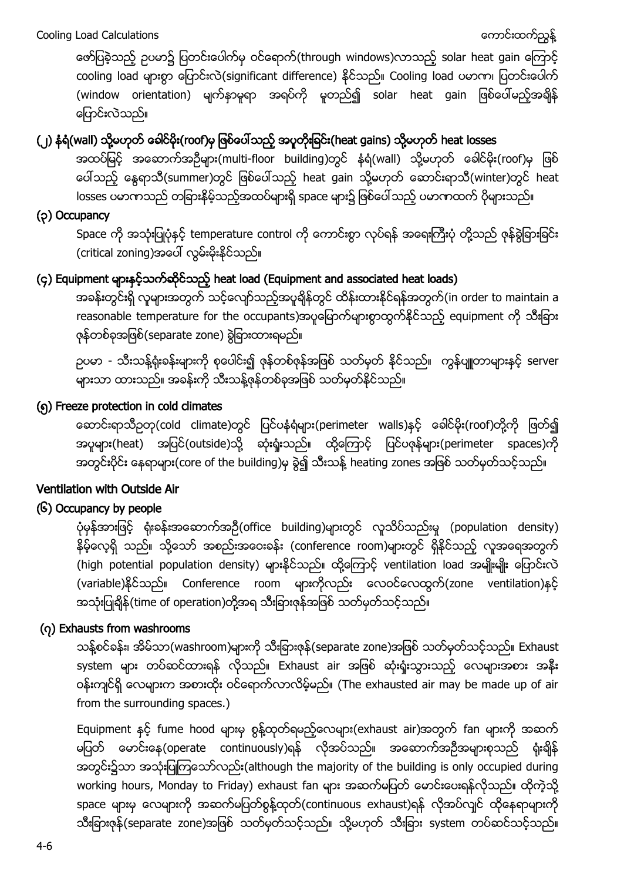ဖော်ပြခဲ့သည့် ဥပမာ၌ ပြတင်းပေါက်မှ ဝင်ရောက်(through windows)လာသည့် solar heat gain ကြောင့် cooling load များစွာ ပြောင်းလဲ(significant difference) နိုင်သည်။ Cooling load ပမာဏ၊ ပြတင်းပေါက် (window orientation) မျက်နှာမူရာ အရပ်ကို မူတည်၍ solar heat gain ဖြစ်ပေါ်မည့်အချိန် ပြောင်းလဲသည်။

## (၂) နံရံ(wall) သို့မဟုတ် ခေါင်မိုး(roof)မှ ဖြစ်ပေါ်သည့် အပူတိုးခြင်း(heat gains) သို့မဟုတ် heat losses

အထပ်မြင့် အဆောက်အဦများ(multi-floor building)တွင် နံရံ(wall) သို့မဟုတ် ခေါင်မိုး(roof)မှ ဖြစ်ပေါ်သည့် နွေရာသီ(summer)တွင် ဖြစ်ပေါ်သည့် heat gain သို့မဟုတ် ဆောင်းရာသီ(winter)တွင် heat losses ပမာဏသည် တခြားနိမ့်သည့်အထပ်များရှိ space များ၌ ဖြစ်ပေါ်သည့် ပမာဏထက် ပိုများသည်။

## (၃) Occupancy

Space ကို အသုံးပြုပုံနှင့် temperature control ကို ကောင်းစွာ လုပ်ရန် အရေးကြီးပုံ တို့သည် ဇုန်ခွဲခြားခြင်း (critical zoning)အပေါ် လွှမ်းမိုးနိုင်သည်။

## (၄) Equipment များနှင့်သက်ဆိုင်သည့် heat load (Equipment and associated heat loads)

အခန်းတွင်းရှိ လူများအတွက် သင့်လျော်သည့်အပူချိန်တွင် ထိန်းထားနိုင်ရန်အတွက်(in order to maintain a reasonable temperature for the occupants)အပူမြောက်များစွာထွက်နိုင်သည့် equipment ကို သီးခြား ဇုန်တစ်ခုအဖြစ်(separate zone) ခွဲခြားထားရမည်။

ဥပမာ - သီးသန့်ရုံးခန်းများကို စုပေါင်း၍ ဇုန်တစ်ဇုန်အဖြစ် သတ်မှတ် နိုင်သည်။ ကွန်ပျူတာများနှင့် server များသာ ထားသည်။ အခန်းကို သီးသန့်ဇုန်တစ်ခုအဖြစ် သတ်မှတ်နိုင်သည်။

## (၅) Freeze protection in cold climates

ဆောင်းရာသီဥတု(cold climate)တွင် ပြင်ပနံရံများ(perimeter walls)နှင့် ခေါင်မိုး(roof)တို့ကို ဖြတ်၍ အပူများ(heat) အပြင်(outside)သို့ ဆုံးရှုံးသည်။ ထို့ကြောင့် ပြင်ပဇုန်များ(perimeter spaces)ကို အတွင်းပိုင်း နေရာများ(core of the building)မှ ခွဲ၍ သီးသန့် heating zones အဖြစ် သတ်မှတ်သင့်သည်။

## Ventilation with Outside Air

## (၆) Occupancy by people

ပုံမှန်အားဖြင့် ရုံးခန်းအဆောက်အဦ(office building)များတွင် လူသိပ်သည်းမှု (population density) နိမ့်လေ့ရှိ သည်။ သို့သော် အစည်းအဝေးခန်း (conference room)များတွင် ရှိနိုင်သည့် လူအရေအတွက် (high potential population density) များနိုင်သည်။ ထို့ကြောင့် ventilation load အမျိုးမျိုး ပြောင်းလဲ (variable)နိုင်သည်။ Conference room များကိုလည်း လေဝင်လေထွက်(zone ventilation)နှင့် အသုံးပြုချိန်(time of operation)တို့အရ သီးခြားဇုန်အဖြစ် သတ်မှတ်သင့်သည်။

## (၇) Exhausts from washrooms

သန့်စင်ခန်း၊ အိမ်သာ(washroom)များကို သီးခြားဇုန်(separate zone)အဖြစ် သတ်မှတ်သင့်သည်။ Exhaust system များ တပ်ဆင်ထားရန် လိုသည်။ Exhaust air အဖြစ် ဆုံးရှုံးသွားသည့် လေများအစား အနီး ဝန်းကျင်ရှိ လေများက အစားထိုး ဝင်ရောက်လာလိမ့်မည်။ (The exhausted air may be made up of air from the surrounding spaces.)

Equipment နှင့် fume hood များမှ စွန့်ထုတ်ရမည့်လေများ(exhaust air)အတွက် fan များကို အဆက် မပြတ် မောင်းနေ(operate continuously)ရန် လိုအပ်သည်။ အဆောက်အဦအများစုသည် ရုံးချိန် အတွင်း၌သာ အသုံးပြုကြသော်လည်း(although the majority of the building is only occupied during working hours, Monday to Friday) exhaust fan များ အဆက်မပြတ် မောင်းပေးရန်လိုသည်။ ထိုကဲ့သို့ space များမှ လေများကို အဆက်မပြတ်စွန့်ထုတ်(continuous exhaust)ရန် လိုအပ်လျှင် ထိုနေရာများကို သီးခြားဇုန်(separate zone)အဖြစ် သတ်မှတ်သင့်သည်။ သို့မဟုတ် သီးခြား system တပ်ဆင်သင့်သည်။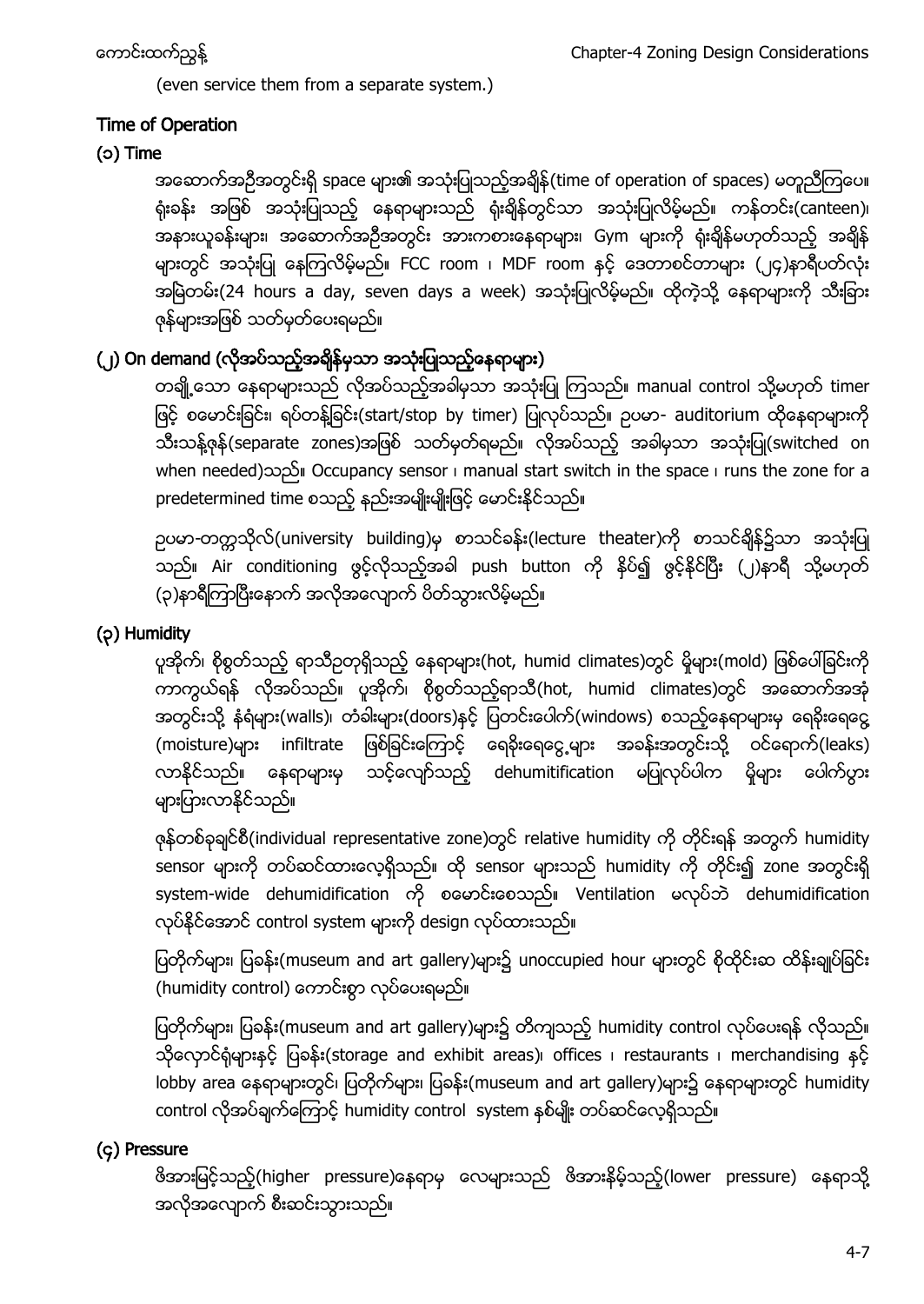(even service them from a separate system.)

## Time of Operation

### (၁) Time

အဆောက်အဦအတွင်းရှိ space များ၏ အသုံးပြုသည့်အချိန်(time of operation of spaces) မတူညီကြပေ။ ရုံးခန်း အဖြစ် အသုံးပြုသည့် နေရာများသည် ရုံးချိန်တွင်သာ အသုံးပြုလိမ့်မည်။ ကန်တင်း(canteen)၊ အနားယူခန်းများ၊ အဆောက်အဦအတွင်း အားကစားနေရာများ၊ Gym များကို ရုံးချိန်မဟုတ်သည့် အချိန်များတွင် အသုံးပြု နေကြလိမ့်မည်။ FCC room ၊ MDF room နှင့် ဒေတာစင်တာများ (၂၄)နာရီပတ်လုံး အမြဲတမ်း(24 hours a day, seven days a week) အသုံးပြုလိမ့်မည်။ ထိုကဲ့သို့ နေရာများကို သီးခြား ဇုန်များအဖြစ် သတ်မှတ်ပေးရမည်။

### (၂) On demand (လိုအပ်သည့်အချိန်မှသာ အသုံးပြုသည့်နေရာများ)

တချို့သော နေရာများသည် လိုအပ်သည့်အခါမှသာ အသုံးပြု ကြသည်။ manual control သို့မဟုတ် timer ဖြင့် စမောင်းခြင်း၊ ရပ်တန့်ခြင်း(start/stop by timer) ပြုလုပ်သည်။ ဥပမာ- auditorium ထိုနေရာများကို သီးသန့်ဇုန်(separate zones)အဖြစ် သတ်မှတ်ရမည်။ လိုအပ်သည့် အခါမှသာ အသုံးပြု(switched on when needed)သည်။ Occupancy sensor ၊ manual start switch in the space ၊ runs the zone for a predetermined time စသည့် နည်းအမျိုးမျိုးဖြင့် မောင်းနိုင်သည်။

ဥပမာ-တက္ကသိုလ်(university building)မှ စာသင်ခန်း(lecture theater)ကို စာသင်ချိန်၌သာ အသုံးပြုသည်။ Air conditioning ဖွင့်လိုသည့်အခါ push button ကို နှိပ်၍ ဖွင့်နိုင်ပြီး (၂)နာရီ သို့မဟုတ် (၃)နာရီကြာပြီးနောက် အလိုအလျောက် ပိတ်သွားလိမ့်မည်။

### (၃) Humidity

ပူအိုက်၊ စိုစွတ်သည့် ရာသီဥတုရှိသည့် နေရာများ(hot, humid climates)တွင် မှိုများ(mold) ဖြစ်ပေါ်ခြင်းကို ကာကွယ်ရန် လိုအပ်သည်။ ပူအိုက်၊ စိုစွတ်သည့်ရာသီ(hot, humid climates)တွင် အဆောက်အအုံ အတွင်းသို့ နံရံများ(walls)၊ တံခါးများ(doors)နှင့် ပြတင်းပေါက်(windows) စသည့်နေရာများမှ ရေခိုးရေငွေ့(moisture)များ infiltrate ဖြစ်ခြင်းကြောင့် ရေခိုးရေငွေ့များ အခန်းအတွင်းသို့ ဝင်ရောက်(leaks) လာနိုင်သည်။ နေရာများမှ သင့်လျော်သည့် dehumitification မပြုလုပ်ပါက မှိုများ ပေါက်ပွား များပြားလာနိုင်သည်။

ဇုန်တစ်ခုချင်စီ(individual representative zone)တွင် relative humidity ကို တိုင်းရန် အတွက် humidity sensor များကို တပ်ဆင်ထားလေ့ရှိသည်။ ထို sensor များသည် humidity ကို တိုင်း၍ zone အတွင်းရှိ system-wide dehumidification ကို စမောင်းစေသည်။ Ventilation မလုပ်ဘဲ dehumidification လုပ်နိုင်အောင် control system များကို design လုပ်ထားသည်။

ပြတိုက်များ၊ ပြခန်း(museum and art gallery)များ၌ unoccupied hour များတွင် စိုထိုင်းဆ ထိန်းချုပ်ခြင်း(humidity control) ကောင်းစွာ လုပ်ပေးရမည်။

ပြတိုက်များ၊ ပြခန်း(museum and art gallery)များ၌ တိကျသည့် humidity control လုပ်ပေးရန် လိုသည်။ သိုလှောင်ရုံများနှင့် ပြခန်း(storage and exhibit areas)၊ offices ၊ restaurants ၊ merchandising နှင့် lobby area နေရာများတွင်၊ ပြတိုက်များ၊ ပြခန်း(museum and art gallery)များ၌ နေရာများတွင် humidity control လိုအပ်ချက်ကြောင့် humidity control system နှစ်မျိုး တပ်ဆင်လေ့ရှိသည်။

### (၄) Pressure

ဖိအားမြင့်သည့်(higher pressure)နေရာမှ လေများသည် ဖိအားနိမ့်သည့်(lower pressure) နေရာသို့ အလိုအလျောက် စီးဆင်းသွားသည်။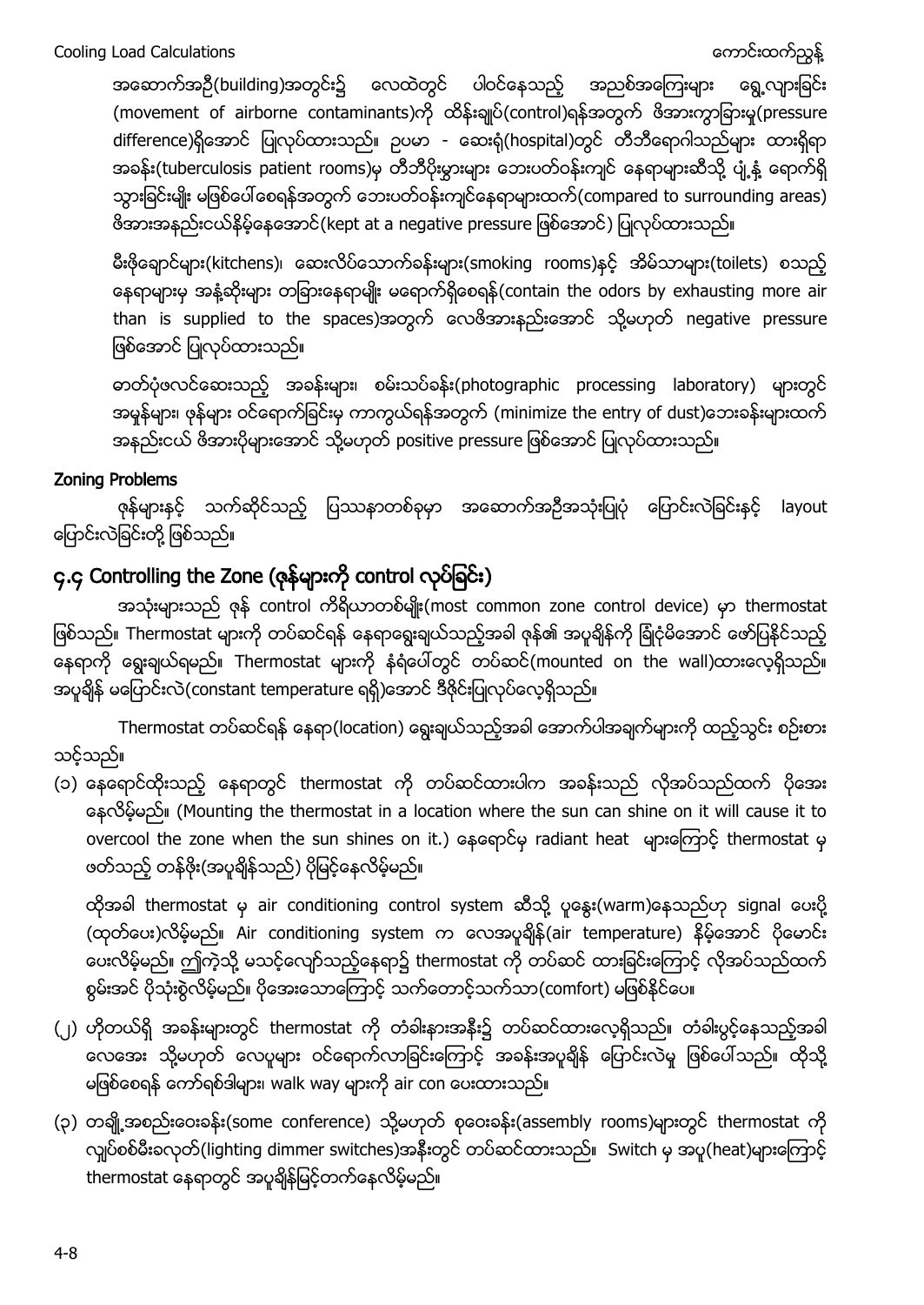အဆောက်အဦ(building)အတွင်း၌ လေထဲတွင် ပါဝင်နေသည့် အညစ်အကြေးများ ရွေ့လျားခြင်း (movement of airborne contaminants)ကို ထိန်းချုပ်(control)ရန်အတွက် ဖိအားကွာခြားမှု(pressure difference)ရှိအောင် ပြုလုပ်ထားသည်။ ဥပမာ - ဆေးရုံ(hospital)တွင် တီဘီရောဂါသည်များ ထားရှိရာ အခန်း(tuberculosis patient rooms)မှ တီဘီပိုးမွှားများ ဘေးပတ်ဝန်းကျင် နေရာများဆီသို့ ပျံ့နှံ့ ရောက်ရှိသွားခြင်းမျိုး မဖြစ်ပေါ်စေရန်အတွက် ဘေးပတ်ဝန်းကျင်နေရာများထက်(compared to surrounding areas) ဖိအားအနည်းငယ်နိမ့်နေအောင်(kept at a negative pressure ဖြစ်အောင်) ပြုလုပ်ထားသည်။

မီးဖိုချောင်များ(kitchens)၊ ဆေးလိပ်သောက်ခန်းများ(smoking rooms)နှင့် အိမ်သာများ(toilets) စသည့် နေရာများမှ အနံ့ဆိုးများ တခြားနေရာမျိုး မရောက်ရှိစေရန်(contain the odors by exhausting more air than is supplied to the spaces)အတွက် လေဖိအားနည်းအောင် သို့မဟုတ် negative pressure ဖြစ်အောင် ပြုလုပ်ထားသည်။

ဓာတ်ပုံဖလင်ဆေးသည့် အခန်းများ၊ စမ်းသပ်ခန်း(photographic processing laboratory) များတွင် အမှုန်များ၊ ဖုန်များ ဝင်ရောက်ခြင်းမှ ကာကွယ်ရန်အတွက် (minimize the entry of dust)ဘေးခန်းများထက် အနည်းငယ် ဖိအားပိုများအောင် သို့မဟုတ် positive pressure ဖြစ်အောင် ပြုလုပ်ထားသည်။

**Zoning Problems**

ဇုန်များနှင့် သက်ဆိုင်သည့် ပြဿနာတစ်ခုမှာ အဆောက်အဦအသုံးပြုပုံ ပြောင်းလဲခြင်းနှင့် layout ပြောင်းလဲခြင်းတို့ ဖြစ်သည်။

## ၄.၄ Controlling the Zone (ဇုန်များကို control လုပ်ခြင်း)

အသုံးများသည် ဇုန် control ကိရိယာတစ်မျိုး(most common zone control device) မှာ thermostat ဖြစ်သည်။ Thermostat များကို တပ်ဆင်ရန် နေရာရွေးချယ်သည့်အခါ ဇုန်၏ အပူချိန်ကို မြုံငုံမိအောင် ဖော်ပြနိုင်သည့် နေရာကို ရွေးချယ်ရမည်။ Thermostat များကို နံရံပေါ်တွင် တပ်ဆင်(mounted on the wall)ထားလေ့ရှိသည်။ အပူချိန် မပြောင်းလဲ(constant temperature ရရှိ)အောင် ဒီဇိုင်းပြုလုပ်လေ့ရှိသည်။

Thermostat တပ်ဆင်ရန် နေရာ(location) ရွေးချယ်သည့်အခါ အောက်ပါအချက်များကို ထည့်သွင်း စဉ်းစားသင့်သည်။

(၁) နေရောင်ထိုးသည့် နေရာတွင် thermostat ကို တပ်ဆင်ထားပါက အခန်းသည် လိုအပ်သည်ထက် ပိုအေးနေလိမ့်မည်။ (Mounting the thermostat in a location where the sun can shine on it will cause it to overcool the zone when the sun shines on it.) နေရောင်မှ radiant heat များကြောင့် thermostat မှ ဖတ်သည့် တန်ဖိုး(အပူချိန်သည်) ပိုမြင့်နေလိမ့်မည်။

ထိုအခါ thermostat မှ air conditioning control system ဆီသို့ ပူနွေး(warm)နေသည်ဟု signal ပေးပို့(ထုတ်ပေး)လိမ့်မည်။ Air conditioning system က လေအပူချိန်(air temperature) နိမ့်အောင် ပိုမောင်းပေးလိမ့်မည်။ ဤကဲ့သို့ မသင့်လျော်သည့်နေရာ၌ thermostat ကို တပ်ဆင် ထားခြင်းကြောင့် လိုအပ်သည်ထက် စွမ်းအင် ပိုသုံးစွဲလိမ့်မည်။ ပိုအေးသောကြောင့် သက်တောင့်သက်သာ(comfort) မဖြစ်နိုင်ပေ။

(၂) ဟိုတယ်ရှိ အခန်းများတွင် thermostat ကို တံခါးနားအနီး၌ တပ်ဆင်ထားလေ့ရှိသည်။ တံခါးပွင့်နေသည့်အခါ လေအေး သို့မဟုတ် လေပူများ ဝင်ရောက်လာခြင်းကြောင့် အခန်းအပူချိန် ပြောင်းလဲမှု ဖြစ်ပေါ်သည်။ ထိုသို့ မဖြစ်စေရန် ကော်ရစ်ဒါများ၊ walk way များကို air con ပေးထားသည်။

(၃) တချို့အစည်းဝေးခန်း(some conference) သို့မဟုတ် စုဝေးခန်း(assembly rooms)များတွင် thermostat ကို လျှပ်စစ်မီးခလုတ်(lighting dimmer switches)အနီးတွင် တပ်ဆင်ထားသည်။ Switch မှ အပူ(heat)များကြောင့် thermostat နေရာတွင် အပူချိန်မြင့်တက်နေလိမ့်မည်။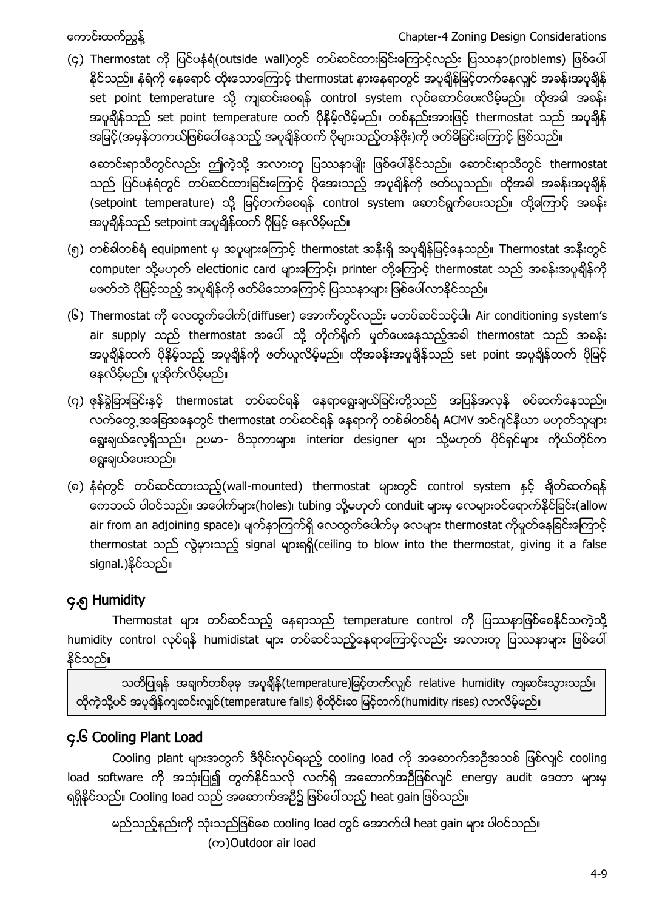(၄) Thermostat ကို ပြင်ပနံရံ(outside wall)တွင် တပ်ဆင်ထားခြင်းကြောင့်လည်း ပြဿနာ(problems) ဖြစ်ပေါ်နိုင်သည်။ နံရံကို နေရောင် ထိုးသောကြောင့် thermostat နားနေရာတွင် အပူချိန်မြင့်တက်နေလျှင် အခန်းအပူချိန် set point temperature သို့ ကျဆင်းစေရန် control system လုပ်ဆောင်ပေးလိမ့်မည်။ ထိုအခါ အခန်းအပူချိန်သည် set point temperature ထက် ပိုနိမ့်လိမ့်မည်။ တစ်နည်းအားဖြင့် thermostat သည် အပူချိန်အမြင့်(အမှန်တကယ်ဖြစ်ပေါ်နေသည့် အပူချိန်ထက် ပိုများသည့်တန်ဖိုး)ကို ဖတ်မိခြင်းကြောင့် ဖြစ်သည်။

ဆောင်းရာသီတွင်လည်း ဤကဲ့သို့ အလားတူ ပြဿနာမျိုး ဖြစ်ပေါ်နိုင်သည်။ ဆောင်းရာသီတွင် thermostat သည် ပြင်ပနံရံတွင် တပ်ဆင်ထားခြင်းကြောင့် ပိုအေးသည့် အပူချိန်ကို ဖတ်ယူသည်။ ထိုအခါ အခန်းအပူချိန် (setpoint temperature) သို့ မြင့်တက်စေရန် control system ဆောင်ရွက်ပေးသည်။ ထို့ကြောင့် အခန်းအပူချိန်သည် setpoint အပူချိန်ထက် ပိုမြင့် နေလိမ့်မည်။

(၅) တစ်ခါတစ်ရံ equipment မှ အပူများကြောင့် thermostat အနီးရှိ အပူချိန်မြင့်နေသည်။ Thermostat အနီးတွင် computer သို့မဟုတ် electionic card များကြောင့်၊ printer တို့ကြောင့် thermostat သည် အခန်းအပူချိန်ကို မဖတ်ဘဲ ပိုမြင့်သည့် အပူချိန်ကို ဖတ်မိသောကြောင့် ပြဿနာများ ဖြစ်ပေါ်လာနိုင်သည်။

(၆) Thermostat ကို လေထွက်ပေါက်(diffuser) အောက်တွင်လည်း မတပ်ဆင်သင့်ပါ။ Air conditioning system's air supply သည် thermostat အပေါ် သို့ တိုက်ရိုက် မှုတ်ပေးနေသည့်အခါ thermostat သည် အခန်းအပူချိန်ထက် ပိုနိမ့်သည့် အပူချိန်ကို ဖတ်ယူလိမ့်မည်။ ထိုအခန်းအပူချိန်သည် set point အပူချိန်ထက် ပိုမြင့်နေလိမ့်မည်။ ပူအိုက်လိမ့်မည်။

(၇) ဇုန်ခွဲခြားခြင်းနှင့် thermostat တပ်ဆင်ရန် နေရာရွေးချယ်ခြင်းတို့သည် အပြန်အလှန် စပ်ဆက်နေသည်။ လက်တွေ့အခြေအနေတွင် thermostat တပ်ဆင်ရန် နေရာကို တစ်ခါတစ်ရံ ACMV အင်ဂျင်နီယာ မဟုတ်သူများ ရွေးချယ်လေ့ရှိသည်။ ဥပမာ- ဗိသုကာများ၊ interior designer များ သို့မဟုတ် ပိုင်ရှင်များ ကိုယ်တိုင်က ရွေးချယ်ပေးသည်။

(၈) နံရံတွင် တပ်ဆင်ထားသည့်(wall-mounted) thermostat များတွင် control system နှင့် ချိတ်ဆက်ရန် ကေဘယ် ပါဝင်သည်။ အပေါက်များ(holes)၊ tubing သို့မဟုတ် conduit များမှ လေများဝင်ရောက်နိုင်ခြင်း(allow air from an adjoining space)၊ မျက်နှာကြက်ရှိ လေထွက်ပေါက်မှ လေများ thermostat ကိုမှုတ်နေခြင်းကြောင့် thermostat သည် လွဲမှားသည့် signal များရရှိ(ceiling to blow into the thermostat, giving it a false signal.)နိုင်သည်။

## ၄.၅ Humidity

Thermostat များ တပ်ဆင်သည့် နေရာသည် temperature control ကို ပြဿနာဖြစ်စေနိုင်သကဲ့သို့ humidity control လုပ်ရန် humidistat များ တပ်ဆင်သည့်နေရာကြောင့်လည်း အလားတူ ပြဿနာများ ဖြစ်ပေါ်နိုင်သည်။

> သတိပြုရန် အချက်တစ်ခုမှ အပူချိန်(temperature)မြင့်တက်လျှင် relative humidity ကျဆင်းသွားသည်။ ထိုကဲ့သို့ပင် အပူချိန်ကျဆင်းလျှင်(temperature falls) စိုထိုင်းဆ မြင့်တက်(humidity rises) လာလိမ့်မည်။

## ၄.၆ Cooling Plant Load

Cooling plant များအတွက် ဒီဇိုင်းလုပ်ရမည့် cooling load ကို အဆောက်အဦအသစ် ဖြစ်လျှင် cooling load software ကို အသုံးပြု၍ တွက်နိုင်သလို လက်ရှိ အဆောက်အဦဖြစ်လျှင် energy audit ဒေတာ များမှ ရရှိနိုင်သည်။ Cooling load သည် အဆောက်အဦ၌ ဖြစ်ပေါ်သည့် heat gain ဖြစ်သည်။

မည်သည့်နည်းကို သုံးသည်ဖြစ်စေ cooling load တွင် အောက်ပါ heat gain များ ပါဝင်သည်။

(က)Outdoor air load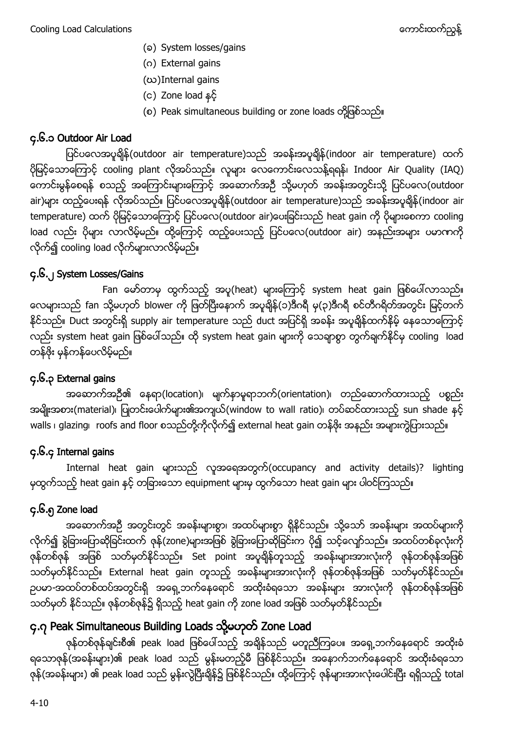(ခ) System losses/gains

(ဂ) External gains

(ဃ)Internal gains

(င) Zone load နှင့်

(စ) Peak simultaneous building or zone loads တို့ဖြစ်သည်။

## ၄.၆.၁ Outdoor Air Load

ပြင်ပလေအပူချိန်(outdoor air temperature)သည် အခန်းအပူချိန်(indoor air temperature) ထက် ပိုမြင့်သောကြောင့် cooling plant လိုအပ်သည်။ လူများ လေကောင်းလေသန့်ရရန်၊ Indoor Air Quality (IAQ) ကောင်းမွန်စေရန် စသည့် အကြောင်းများကြောင့် အဆောက်အဦ သို့မဟုတ် အခန်းအတွင်းသို့ ပြင်ပလေ(outdoor air)များ ထည့်ပေးရန် လိုအပ်သည်။ ပြင်ပလေအပူချိန်(outdoor air temperature)သည် အခန်းအပူချိန်(indoor air temperature) ထက် ပိုမြင့်သောကြောင့် ပြင်ပလေ(outdoor air)ပေးခြင်းသည် heat gain ကို ပိုများစေကာ cooling load လည်း ပိုများ လာလိမ့်မည်။ ထို့ကြောင့် ထည့်ပေးသည့် ပြင်ပလေ(outdoor air) အနည်းအများ ပမာဏကို လိုက်၍ cooling load လိုက်များလာလိမ့်မည်။

## ၄.၆.၂ System Losses/Gains

Fan မော်တာမှ ထွက်သည့် အပူ(heat) များကြောင့် system heat gain ဖြစ်ပေါ်လာသည်။ လေများသည် fan သို့မဟုတ် blower ကို ဖြတ်ပြီးနောက် အပူချိန်(၁)ဒီဂရီ မှ(၃)ဒီဂရီ စင်တီဂရိတ်အတွင်း မြင့်တက်နိုင်သည်။ Duct အတွင်းရှိ supply air temperature သည် duct အပြင်ရှိ အခန်း အပူချိန်ထက်နိမ့် နေသောကြောင့်လည်း system heat gain ဖြစ်ပေါ်သည်။ ထို system heat gain များကို သေချာစွာ တွက်ချက်နိုင်မှ cooling load တန်ဖိုး မှန်ကန်ပေလိမ့်မည်။

## ၄.၆.၃ External gains

အဆောက်အဦ၏ နေရာ(location)၊ မျက်နှာမူရာဘက်(orientation)၊ တည်ဆောက်ထားသည့် ပစ္စည်း အမျိုးအစား(material)၊ ပြတင်းပေါက်များ၏အကျယ်(window to wall ratio)၊ တပ်ဆင်ထားသည့် sun shade နှင့် walls ၊ glazing၊ roofs and floor စသည်တို့ကိုလိုက်၍ external heat gain တန်ဖိုး အနည်း အများကွဲပြားသည်။

## ၄.၆.၄ Internal gains

Internal heat gain များသည် လူအရေအတွက်(occupancy and activity details)? lighting မှထွက်သည့် heat gain နှင့် တခြားသော equipment များမှ ထွက်သော heat gain များ ပါဝင်ကြသည်။

## ၄.၆.၅ Zone load

အဆောက်အဦ အတွင်းတွင် အခန်းများစွာ၊ အထပ်များစွာ ရှိနိုင်သည်။ သို့သော် အခန်းများ အထပ်များကို လိုက်၍ ခွဲခြားပြောဆိုခြင်းထက် ဇုန်(zone)များအဖြစ် ခွဲခြားပြောဆိုခြင်းက ပို၍ သင့်လျော်သည်။ အထပ်တစ်ခုလုံးကို ဇုန်တစ်ဇုန် အဖြစ် သတ်မှတ်နိုင်သည်။ Set point အပူချိန်တူသည့် အခန်းများအားလုံးကို ဇုန်တစ်ဇုန်အဖြစ် သတ်မှတ်နိုင်သည်။ External heat gain တူသည့် အခန်းများအားလုံးကို ဇုန်တစ်ဇုန်အဖြစ် သတ်မှတ်နိုင်သည်။ ဥပမာ-အထပ်တစ်ထပ်အတွင်းရှိ အရှေ့ဘက်နေရောင် အထိုးခံရသော အခန်းများ အားလုံးကို ဇုန်တစ်ဇုန်အဖြစ် သတ်မှတ် နိုင်သည်။ ဇုန်တစ်ဇုန်၌ ရှိသည့် heat gain ကို zone load အဖြစ် သတ်မှတ်နိုင်သည်။

## ၄.၇ Peak Simultaneous Building Loads သို့မဟုတ် Zone Load

ဇုန်တစ်ဇုန်ချင်းစီ၏ peak load ဖြစ်ပေါ်သည့် အချိန်သည် မတူညီကြပေ။ အရှေ့ဘက်နေရောင် အထိုးခံရသောဇုန်(အခန်းများ)၏ peak load သည် မွန်းမတည့်မီ ဖြစ်နိုင်သည်။ အနောက်ဘက်နေရောင် အထိုးခံရသော ဇုန်(အခန်းများ) ၏ peak load သည် မွန်းလွဲပြီးချိန်၌ ဖြစ်နိုင်သည်။ ထို့ကြောင့် ဇုန်များအားလုံးပေါင်းပြီး ရရှိသည့် total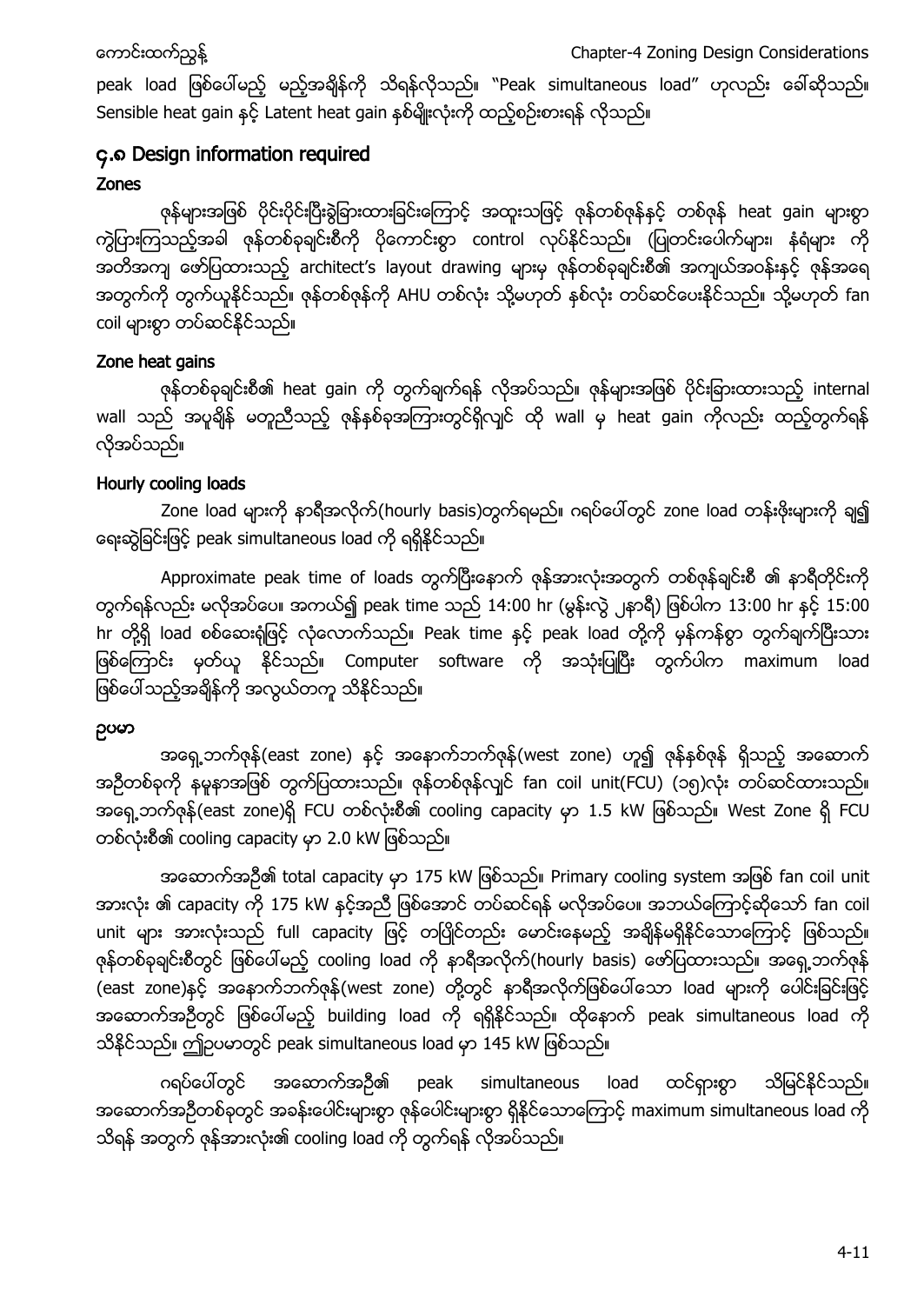peak load ဖြစ်ပေါ်မည့် မည့်အချိန်ကို သိရန်လိုသည်။ "Peak simultaneous load" ဟုလည်း ခေါ်ဆိုသည်။ Sensible heat gain နှင့် Latent heat gain နှစ်မျိုးလုံးကို ထည့်စဉ်းစားရန် လိုသည်။

## ၄.၈ Design information required

### Zones

ဇုန်များအဖြစ် ပိုင်းပိုင်းပြီးခွဲခြားထားခြင်းကြောင့် အထူးသဖြင့် ဇုန်တစ်ဇုန်နှင့် တစ်ဇုန် heat gain များစွာ ကွဲပြားကြသည့်အခါ ဇုန်တစ်ခုချင်းစီကို ပိုကောင်းစွာ control လုပ်နိုင်သည်။ (ပြူတင်းပေါက်များ၊ နံရံများ ကို အတိအကျ ဖော်ပြထားသည့် architect's layout drawing များမှ ဇုန်တစ်ခုချင်းစီ၏ အကျယ်အဝန်းနှင့် ဇုန်အရေအတွက်ကို တွက်ယူနိုင်သည်။ ဇုန်တစ်ဇုန်ကို AHU တစ်လုံး သို့မဟုတ် နှစ်လုံး တပ်ဆင်ပေးနိုင်သည်။ သို့မဟုတ် fan coil များစွာ တပ်ဆင်နိုင်သည်။

### Zone heat gains

ဇုန်တစ်ခုချင်းစီ၏ heat gain ကို တွက်ချက်ရန် လိုအပ်သည်။ ဇုန်များအဖြစ် ပိုင်းခြားထားသည့် internal wall သည် အပူချိန် မတူညီသည့် ဇုန်နှစ်ခုအကြားတွင်ရှိလျှင် ထို wall မှ heat gain ကိုလည်း ထည့်တွက်ရန် လိုအပ်သည်။

### Hourly cooling loads

Zone load များကို နာရီအလိုက်(hourly basis)တွက်ရမည်။ ဂရပ်ပေါ်တွင် zone load တန်းဖိုးများကို ချ၍ ရေးဆွဲခြင်းဖြင့် peak simultaneous load ကို ရရှိနိုင်သည်။

Approximate peak time of loads တွက်ပြီးနောက် ဇုန်အားလုံးအတွက် တစ်ဇုန်ချင်းစီ ၏ နာရီတိုင်းကို တွက်ရန်လည်း မလိုအပ်ပေ။ အကယ်၍ peak time သည် 14:00 hr (မွန်းလွဲ ၂နာရီ) ဖြစ်ပါက 13:00 hr နှင့် 15:00 hr တို့ရှိ load စစ်ဆေးရုံဖြင့် လုံလောက်သည်။ Peak time နှင့် peak load တို့ကို မှန်ကန်စွာ တွက်ချက်ပြီးသား ဖြစ်ကြောင်း မှတ်ယူ နိုင်သည်။ Computer software ကို အသုံးပြုပြီး တွက်ပါက maximum load ဖြစ်ပေါ်သည့်အချိန်ကို အလွယ်တကူ သိနိုင်သည်။

### ဥပမာ

အရှေ့ဘက်ဇုန်(east zone) နှင့် အနောက်ဘက်ဇုန်(west zone) ဟူ၍ ဇုန်နှစ်ဇုန် ရှိသည့် အဆောက်အဦတစ်ခုကို နမူနာအဖြစ် တွက်ပြထားသည်။ ဇုန်တစ်ဇုန်လျှင် fan coil unit(FCU) (၁၅)လုံး တပ်ဆင်ထားသည်။ အရှေ့ဘက်ဇုန်(east zone)ရှိ FCU တစ်လုံးစီ၏ cooling capacity မှာ 1.5 kW ဖြစ်သည်။ West Zone ရှိ FCU တစ်လုံးစီ၏ cooling capacity မှာ 2.0 kW ဖြစ်သည်။

အဆောက်အဦ၏ total capacity မှာ 175 kW ဖြစ်သည်။ Primary cooling system အဖြစ် fan coil unit အားလုံး ၏ capacity ကို 175 kW နှင့်အညီ ဖြစ်အောင် တပ်ဆင်ရန် မလိုအပ်ပေ။ အဘယ်ကြောင့်ဆိုသော် fan coil unit များ အားလုံးသည် full capacity ဖြင့် တပြိုင်တည်း မောင်းနေမည့် အချိန်မရှိနိုင်သောကြောင့် ဖြစ်သည်။ ဇုန်တစ်ခုချင်းစီတွင် ဖြစ်ပေါ်မည့် cooling load ကို နာရီအလိုက်(hourly basis) ဖော်ပြထားသည်။ အရှေ့ဘက်ဇုန် (east zone)နှင့် အနောက်ဘက်ဇုန်(west zone) တို့တွင် နာရီအလိုက်ဖြစ်ပေါ်သော load များကို ပေါင်းခြင်းဖြင့် အဆောက်အဦတွင် ဖြစ်ပေါ်မည့် building load ကို ရရှိနိုင်သည်။ ထိုနောက် peak simultaneous load ကို သိနိုင်သည်။ ဤဥပမာတွင် peak simultaneous load မှာ 145 kW ဖြစ်သည်။

ဂရပ်ပေါ်တွင် အဆောက်အဦ၏ peak simultaneous load ထင်ရှားစွာ သိမြင်နိုင်သည်။ အဆောက်အဦတစ်ခုတွင် အခန်းပေါင်းများစွာ ဇုန်ပေါင်းများစွာ ရှိနိုင်သောကြောင့် maximum simultaneous load ကို သိရန် အတွက် ဇုန်အားလုံး၏ cooling load ကို တွက်ရန် လိုအပ်သည်။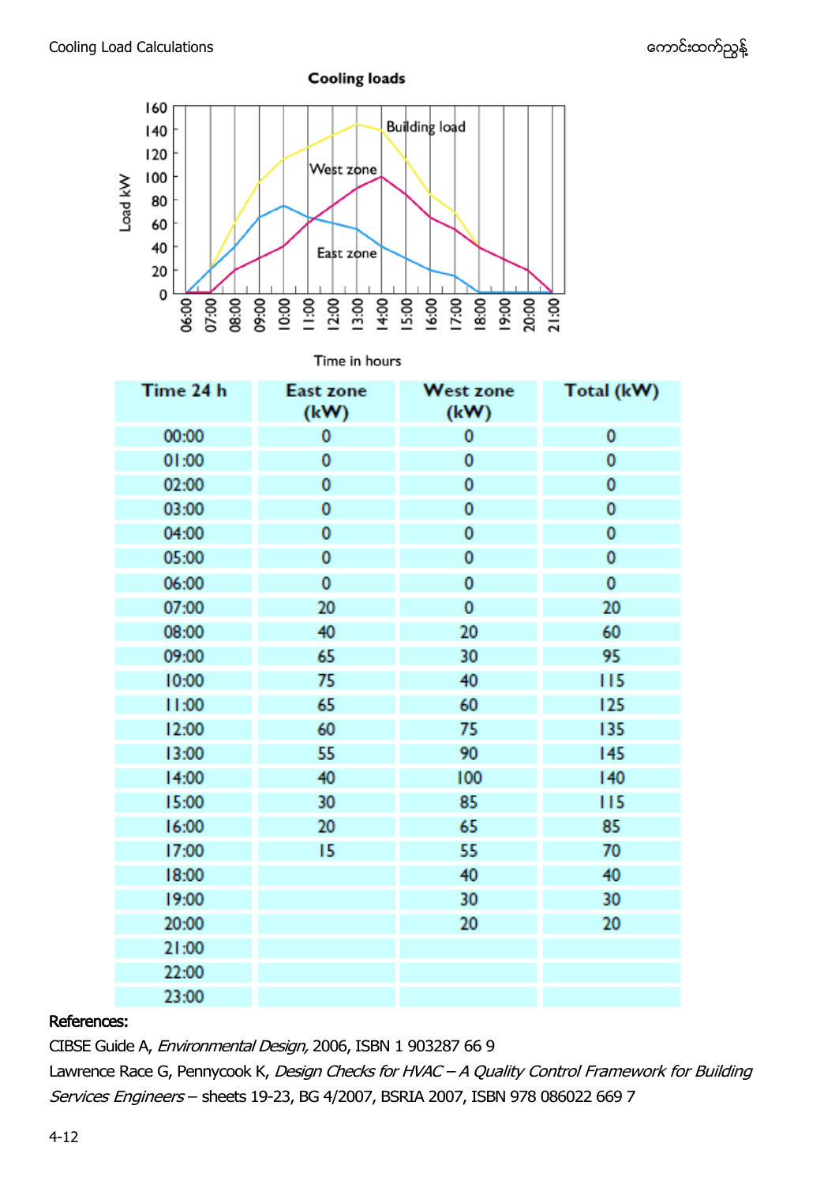Cooling loads

| Time 24 h | East zone (kW) | West zone (kW) | Total (kW) |
|---|---|---|---|
| 00:00 | 0 | 0 | 0 |
| 01:00 | 0 | 0 | 0 |
| 02:00 | 0 | 0 | 0 |
| 03:00 | 0 | 0 | 0 |
| 04:00 | 0 | 0 | 0 |
| 05:00 | 0 | 0 | 0 |
| 06:00 | 0 | 0 | 0 |
| 07:00 | 20 | 0 | 20 |
| 08:00 | 40 | 20 | 60 |
| 09:00 | 65 | 30 | 95 |
| 10:00 | 75 | 40 | 115 |
| 11:00 | 65 | 60 | 125 |
| 12:00 | 60 | 75 | 135 |
| 13:00 | 55 | 90 | 145 |
| 14:00 | 40 | 100 | 140 |
| 15:00 | 30 | 85 | 115 |
| 16:00 | 20 | 65 | 85 |
| 17:00 | 15 | 55 | 70 |
| 18:00 | | 40 | 40 |
| 19:00 | | 30 | 30 |
| 20:00 | | 20 | 20 |
| 21:00 | | | |
| 22:00 | | | |
| 23:00 | | | |

**References:**

CIBSE Guide A, *Environmental Design,* 2006, ISBN 1 903287 66 9

Lawrence Race G, Pennycook K, *Design Checks for HVAC – A Quality Control Framework for Building Services Engineers* – sheets 19-23, BG 4/2007, BSRIA 2007, ISBN 978 086022 669 7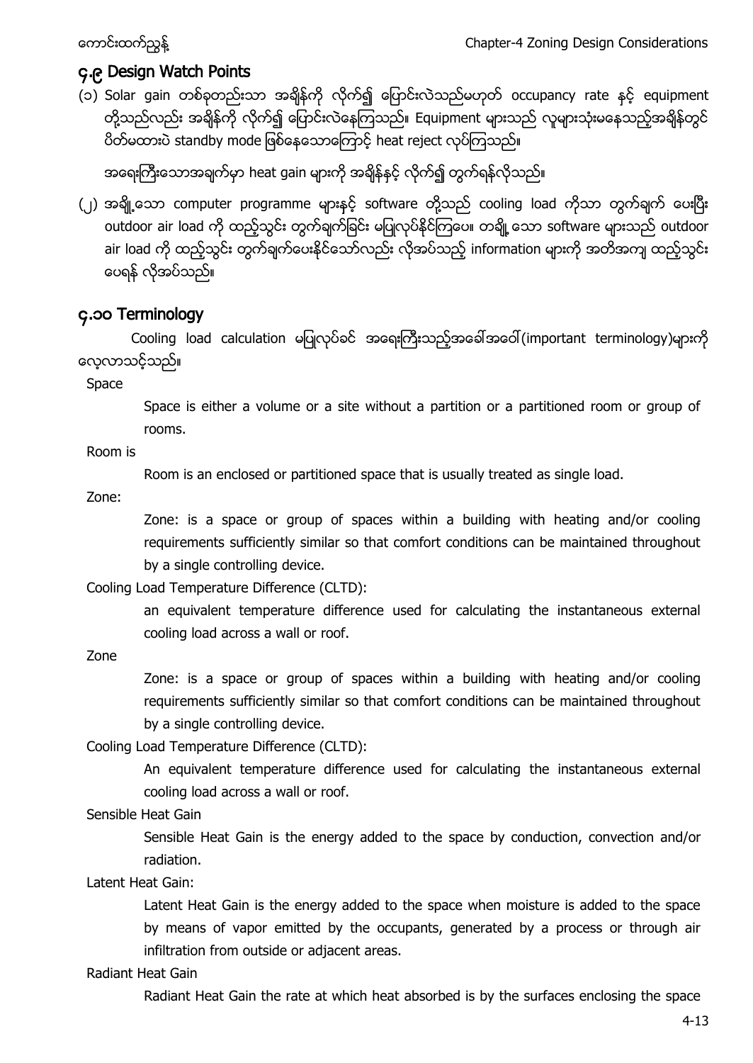## ၄.၉ Design Watch Points

(၁) Solar gain တစ်ခုတည်းသာ အချိန်ကို လိုက်၍ ပြောင်းလဲသည်မဟုတ် occupancy rate နှင့် equipment တို့သည်လည်း အချိန်ကို လိုက်၍ ပြောင်းလဲနေကြသည်။ Equipment များသည် လူများသုံးမနေသည့်အချိန်တွင် ပိတ်မထားပဲ standby mode ဖြစ်နေသောကြောင့် heat reject လုပ်ကြသည်။

အရေးကြီးသောအချက်မှာ heat gain များကို အချိန်နှင့် လိုက်၍ တွက်ရန်လိုသည်။

(၂) အချို့သော computer programme များနှင့် software တို့သည် cooling load ကိုသာ တွက်ချက် ပေးပြီး outdoor air load ကို ထည့်သွင်း တွက်ချက်ခြင်း မပြုလုပ်နိုင်ကြပေ။ တချို့သော software များသည် outdoor air load ကို ထည့်သွင်း တွက်ချက်ပေးနိုင်သော်လည်း လိုအပ်သည့် information များကို အတိအကျ ထည့်သွင်း ပေးရန် လိုအပ်သည်။

## ၄.၁၀ Terminology

Cooling load calculation မပြုလုပ်ခင် အရေးကြီးသည့်အခေါ်အဝေါ်(important terminology)များကို လေ့လာသင့်သည်။

Space

Space is either a volume or a site without a partition or a partitioned room or group of rooms.

Room is

Room is an enclosed or partitioned space that is usually treated as single load.

Zone:

Zone: is a space or group of spaces within a building with heating and/or cooling requirements sufficiently similar so that comfort conditions can be maintained throughout by a single controlling device.

Cooling Load Temperature Difference (CLTD):

an equivalent temperature difference used for calculating the instantaneous external cooling load across a wall or roof.

Zone

Zone: is a space or group of spaces within a building with heating and/or cooling requirements sufficiently similar so that comfort conditions can be maintained throughout by a single controlling device.

Cooling Load Temperature Difference (CLTD):

An equivalent temperature difference used for calculating the instantaneous external cooling load across a wall or roof.

Sensible Heat Gain

Sensible Heat Gain is the energy added to the space by conduction, convection and/or radiation.

Latent Heat Gain:

Latent Heat Gain is the energy added to the space when moisture is added to the space by means of vapor emitted by the occupants, generated by a process or through air infiltration from outside or adjacent areas.

Radiant Heat Gain

Radiant Heat Gain the rate at which heat absorbed is by the surfaces enclosing the space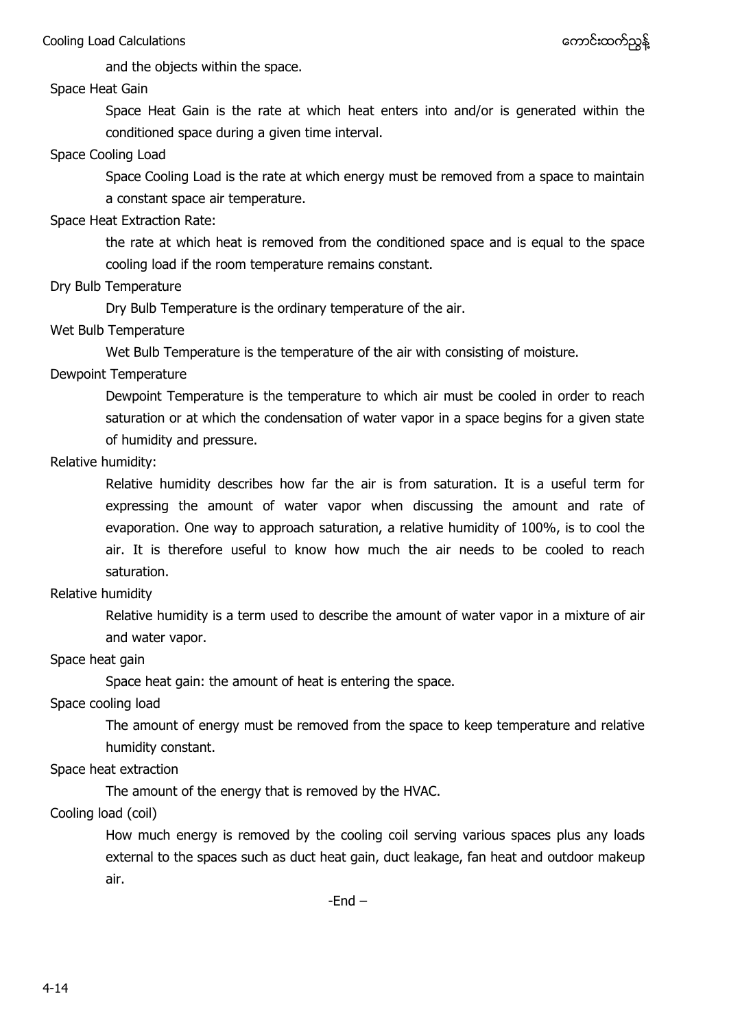and the objects within the space.

Space Heat Gain

Space Heat Gain is the rate at which heat enters into and/or is generated within the conditioned space during a given time interval.

Space Cooling Load

Space Cooling Load is the rate at which energy must be removed from a space to maintain a constant space air temperature.

Space Heat Extraction Rate:

the rate at which heat is removed from the conditioned space and is equal to the space cooling load if the room temperature remains constant.

Dry Bulb Temperature

Dry Bulb Temperature is the ordinary temperature of the air.

Wet Bulb Temperature

Wet Bulb Temperature is the temperature of the air with consisting of moisture.

Dewpoint Temperature

Dewpoint Temperature is the temperature to which air must be cooled in order to reach saturation or at which the condensation of water vapor in a space begins for a given state of humidity and pressure.

Relative humidity:

Relative humidity describes how far the air is from saturation. It is a useful term for expressing the amount of water vapor when discussing the amount and rate of evaporation. One way to approach saturation, a relative humidity of 100%, is to cool the air. It is therefore useful to know how much the air needs to be cooled to reach saturation.

Relative humidity

Relative humidity is a term used to describe the amount of water vapor in a mixture of air and water vapor.

Space heat gain

Space heat gain: the amount of heat is entering the space.

Space cooling load

The amount of energy must be removed from the space to keep temperature and relative humidity constant.

Space heat extraction

The amount of the energy that is removed by the HVAC.

Cooling load (coil)

How much energy is removed by the cooling coil serving various spaces plus any loads external to the spaces such as duct heat gain, duct leakage, fan heat and outdoor makeup air.

-End –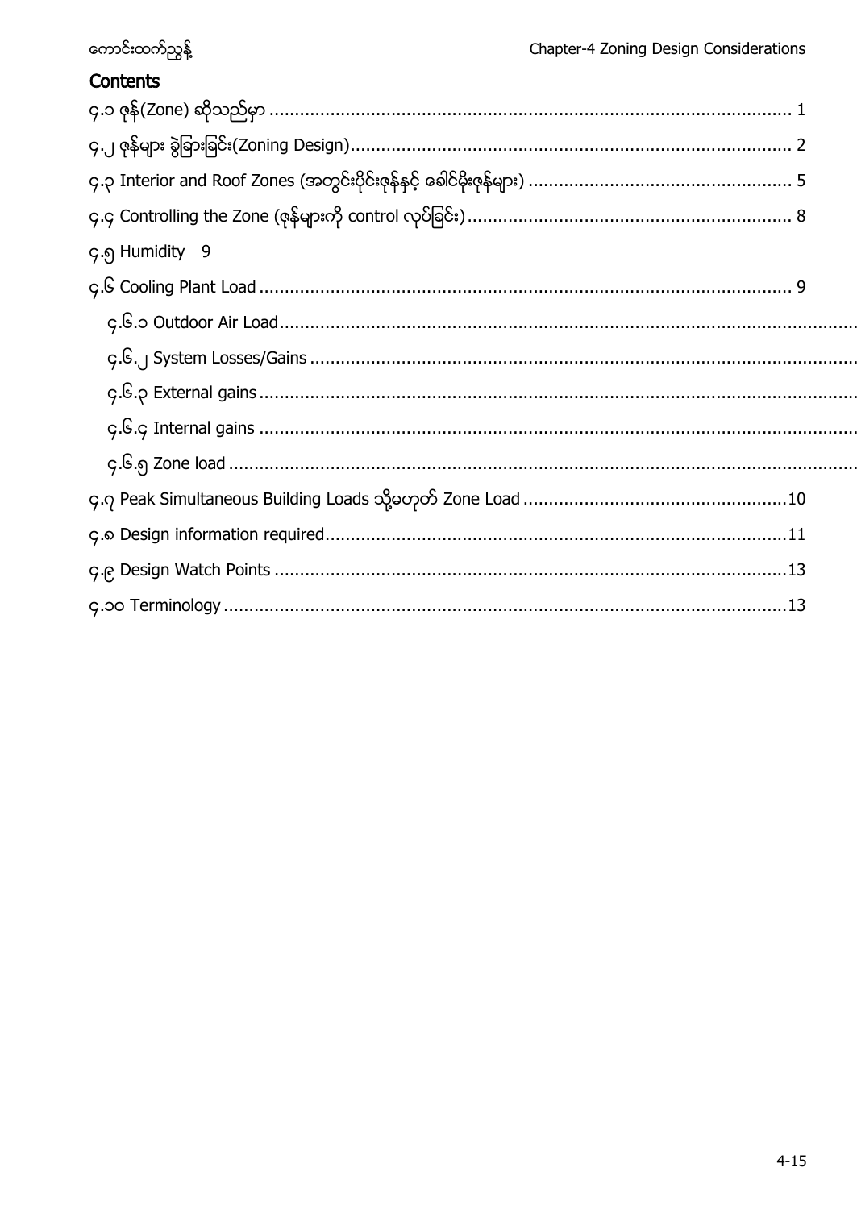## Contents

၄.၁ ဇုန်(Zone) ဆိုသည်မှာ ........................................................................................................ 1

၄.၂ ဇုန်များ ခွဲခြားခြင်း(Zoning Design)....................................................................................... 2

၄.၃ Interior and Roof Zones (အတွင်းပိုင်းဇုန်နှင့် ခေါင်မိုးဇုန်များ) .................................................... 5

၄.၄ Controlling the Zone (ဇုန်များကို control လုပ်ခြင်း)................................................................ 8

၄.၅ Humidity 9

၄.၆ Cooling Plant Load ......................................................................................................... 9

၄.၆.၁ Outdoor Air Load........................................................................................................

၄.၆.၂ System Losses/Gains ..................................................................................................

၄.၆.၃ External gains ...........................................................................................................

၄.၆.၄ Internal gains ............................................................................................................

၄.၆.၅ Zone load ..................................................................................................................

၄.၇ Peak Simultaneous Building Loads သို့မဟုတ် Zone Load ....................................................10

၄.၈ Design information required...........................................................................................11

၄.၉ Design Watch Points .....................................................................................................13

၄.၁၀ Terminology ...............................................................................................................13